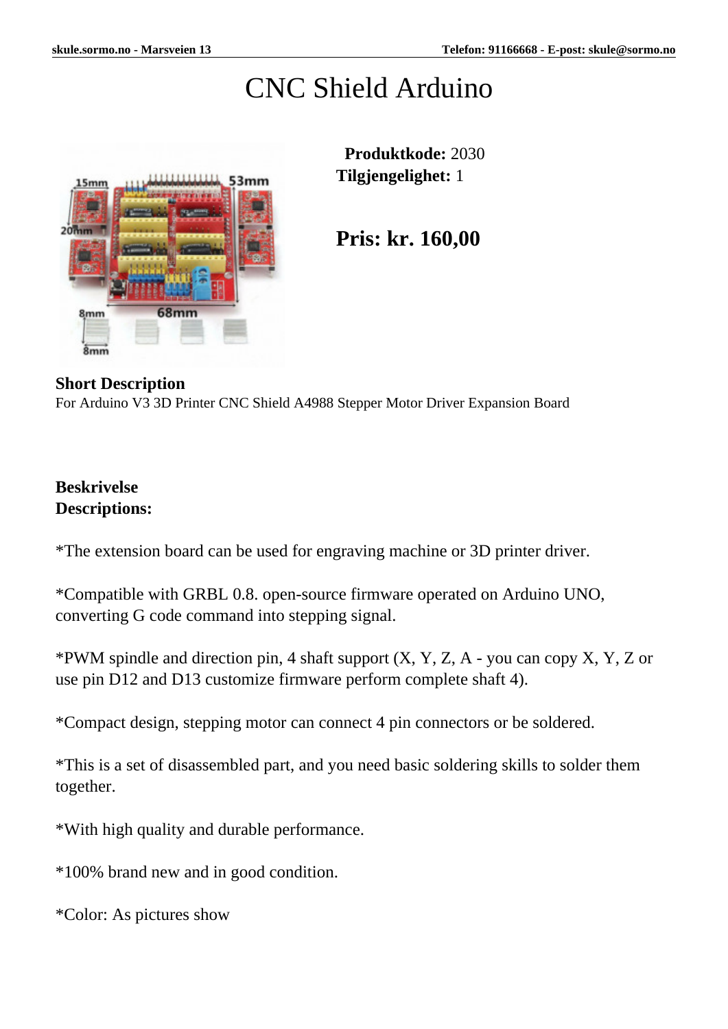# CNC Shield Arduino

**Produktkode:** 2030
**Tilgjengelighet:** 1

## Pris: kr. 160,00

**Short Description**
For Arduino V3 3D Printer CNC Shield A4988 Stepper Motor Driver Expansion Board

**Beskrivelse**
**Descriptions:**

*The extension board can be used for engraving machine or 3D printer driver.

*Compatible with GRBL 0.8. open-source firmware operated on Arduino UNO, converting G code command into stepping signal.

*PWM spindle and direction pin, 4 shaft support (X, Y, Z, A - you can copy X, Y, Z or use pin D12 and D13 customize firmware perform complete shaft 4).

*Compact design, stepping motor can connect 4 pin connectors or be soldered.

*This is a set of disassembled part, and you need basic soldering skills to solder them together.

*With high quality and durable performance.

*100% brand new and in good condition.

*Color: As pictures show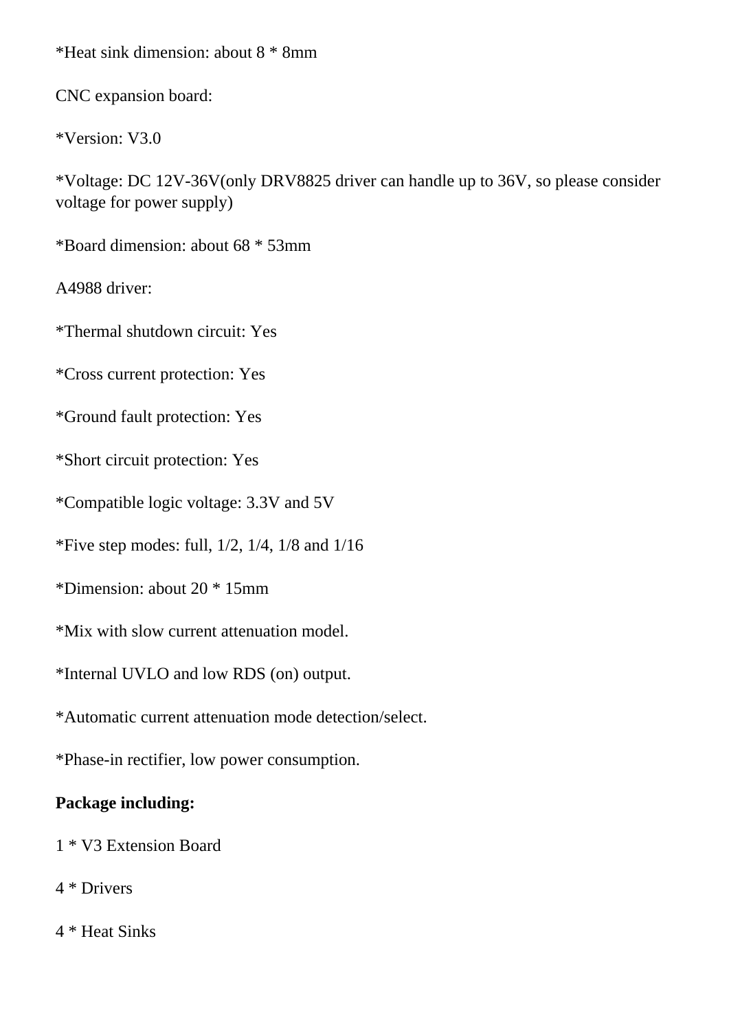*Heat sink dimension: about 8 * 8mm

CNC expansion board:

*Version: V3.0

*Voltage: DC 12V-36V(only DRV8825 driver can handle up to 36V, so please consider voltage for power supply)

*Board dimension: about 68 * 53mm

A4988 driver:

*Thermal shutdown circuit: Yes

*Cross current protection: Yes

*Ground fault protection: Yes

*Short circuit protection: Yes

*Compatible logic voltage: 3.3V and 5V

*Five step modes: full, 1/2, 1/4, 1/8 and 1/16

*Dimension: about 20 * 15mm

*Mix with slow current attenuation model.

*Internal UVLO and low RDS (on) output.

*Automatic current attenuation mode detection/select.

*Phase-in rectifier, low power consumption.

**Package including:**

1 * V3 Extension Board

4 * Drivers

4 * Heat Sinks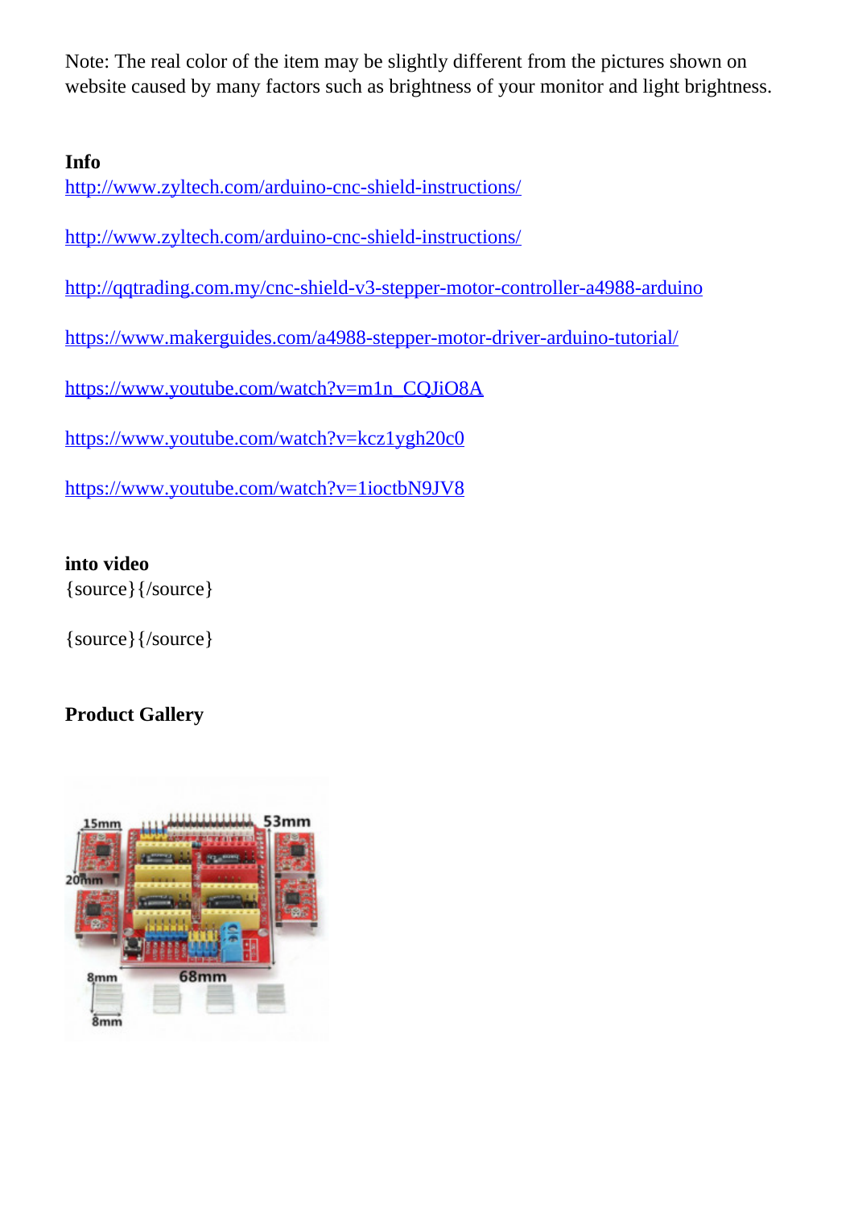Note: The real color of the item may be slightly different from the pictures shown on website caused by many factors such as brightness of your monitor and light brightness.

**Info**

http://www.zyltech.com/arduino-cnc-shield-instructions/

http://www.zyltech.com/arduino-cnc-shield-instructions/

http://qqtrading.com.my/cnc-shield-v3-stepper-motor-controller-a4988-arduino

https://www.makerguides.com/a4988-stepper-motor-driver-arduino-tutorial/

https://www.youtube.com/watch?v=m1n_CQJiO8A

https://www.youtube.com/watch?v=kcz1ygh20c0

https://www.youtube.com/watch?v=1ioctbN9JV8

**into video**

{source}{/source}

{source}{/source}

**Product Gallery**

15mm
53mm
20mm
8mm
68mm
8mm